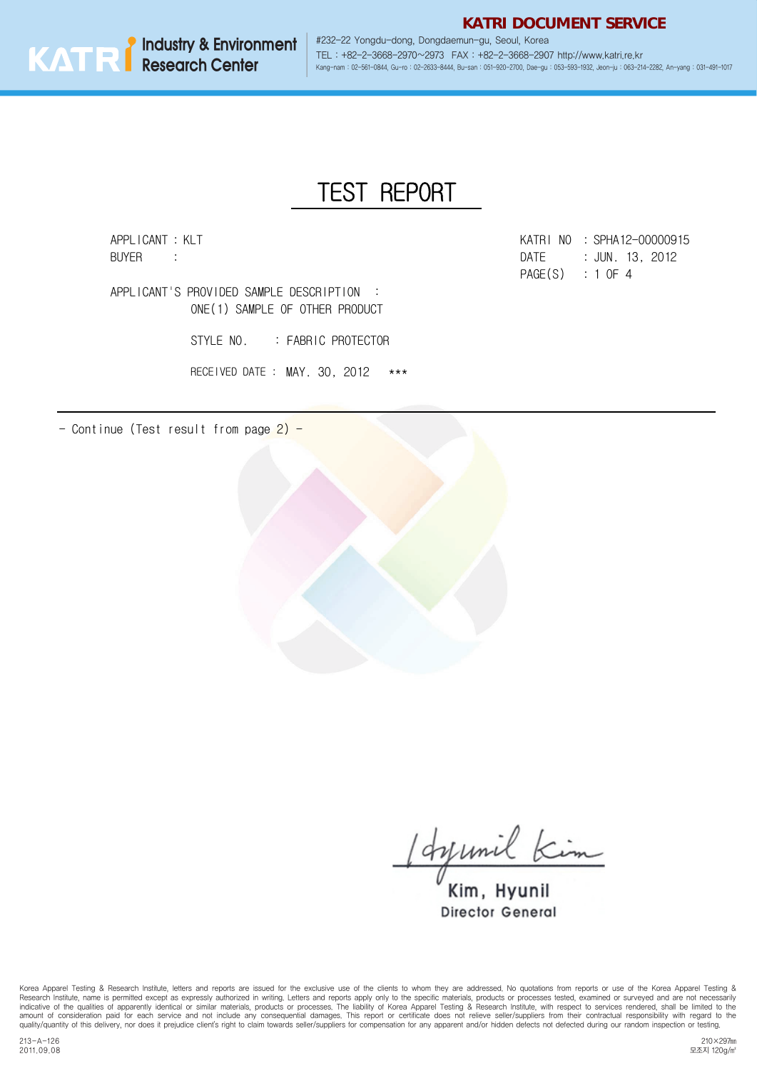KATRI DOCUMENT SERVICE

KATRI Industry & Environment Research Center

#232-22 Yongdu-dong, Dongdaemun-gu, Seoul, Korea
TEL : +82-2-3668-2970~2973 FAX : +82-2-3668-2907 http://www.katri.re.kr
Kang-nam : 02-561-0844, Gu-ro : 02-2633-8444, Bu-san : 051-920-2700, Dae-gu : 053-593-1932, Jeon-ju : 063-214-2282, An-yang : 031-491-1017

# TEST REPORT

APPLICANT : KLT
BUYER :

KATRI NO : SPHA12-00000915
DATE : JUN. 13, 2012
PAGE(S) : 1 OF 4

APPLICANT'S PROVIDED SAMPLE DESCRIPTION :
ONE(1) SAMPLE OF OTHER PRODUCT

STYLE NO. : FABRIC PROTECTOR

RECEIVED DATE : MAY. 30, 2012 ***

---

- Continue (Test result from page 2) -

Kim, Hyunil
Director General

Korea Apparel Testing & Research Institute, letters and reports are issued for the exclusive use of the clients to whom they are addressed. No quotations from reports or use of the Korea Apparel Testing & Research Institute, name is permitted except as expressly authorized in writing. Letters and reports apply only to the specific materials, products or processes tested, examined or surveyed and are not necessarily indicative of the qualities of apparently identical or similar materials, products or processes. The liability of Korea Apparel Testing & Research Institute, with respect to services rendered, shall be limited to the amount of consideration paid for each service and not include any consequential damages. This report or certificate does not relieve seller/suppliers from their contractual responsibility with regard to the quality/quantity of this delivery, nor does it prejudice client's right to claim towards seller/suppliers for compensation for any apparent and/or hidden defects not detected during our random inspection or testing.

213-A-126
2011.09.08

210×297㎜
모조지 120g/㎡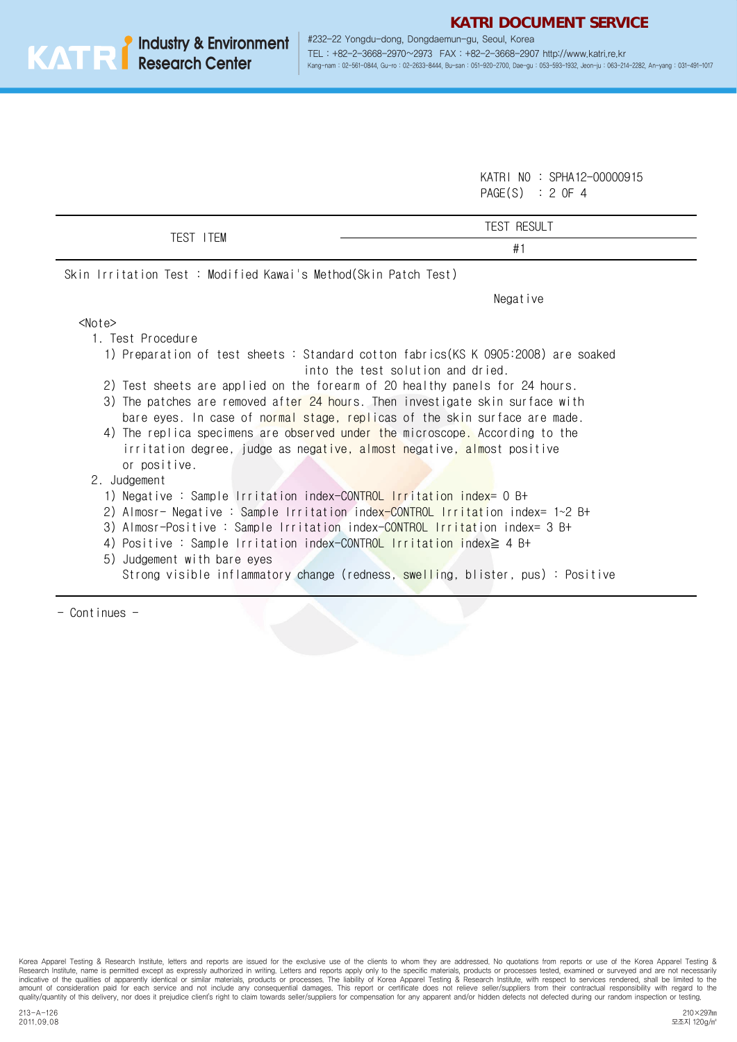KATRI NO : SPHA12-00000915

| TEST ITEM | TEST RESULT |
|---|---|
| | #1 |
| Skin Irritation Test : Modified Kawai's Method(Skin Patch Test) | |
| | Negative |

<Note>

1. Test Procedure
   1) Preparation of test sheets : Standard cotton fabrics(KS K 0905:2008) are soaked into the test solution and dried.
   2) Test sheets are applied on the forearm of 20 healthy panels for 24 hours.
   3) The patches are removed after 24 hours. Then investigate skin surface with bare eyes. In case of normal stage, replicas of the skin surface are made.
   4) The replica specimens are observed under the microscope. According to the irritation degree, judge as negative, almost negative, almost positive or positive.
2. Judgement
   1) Negative : Sample Irritation index-CONTROL Irritation index= 0 B+
   2) Almosr- Negative : Sample Irritation index-CONTROL Irritation index= 1~2 B+
   3) Almosr-Positive : Sample Irritation index-CONTROL Irritation index= 3 B+
   4) Positive : Sample Irritation index-CONTROL Irritation index≧ 4 B+
   5) Judgement with bare eyes
      Strong visible inflammatory change (redness, swelling, blister, pus) : Positive

- Continues -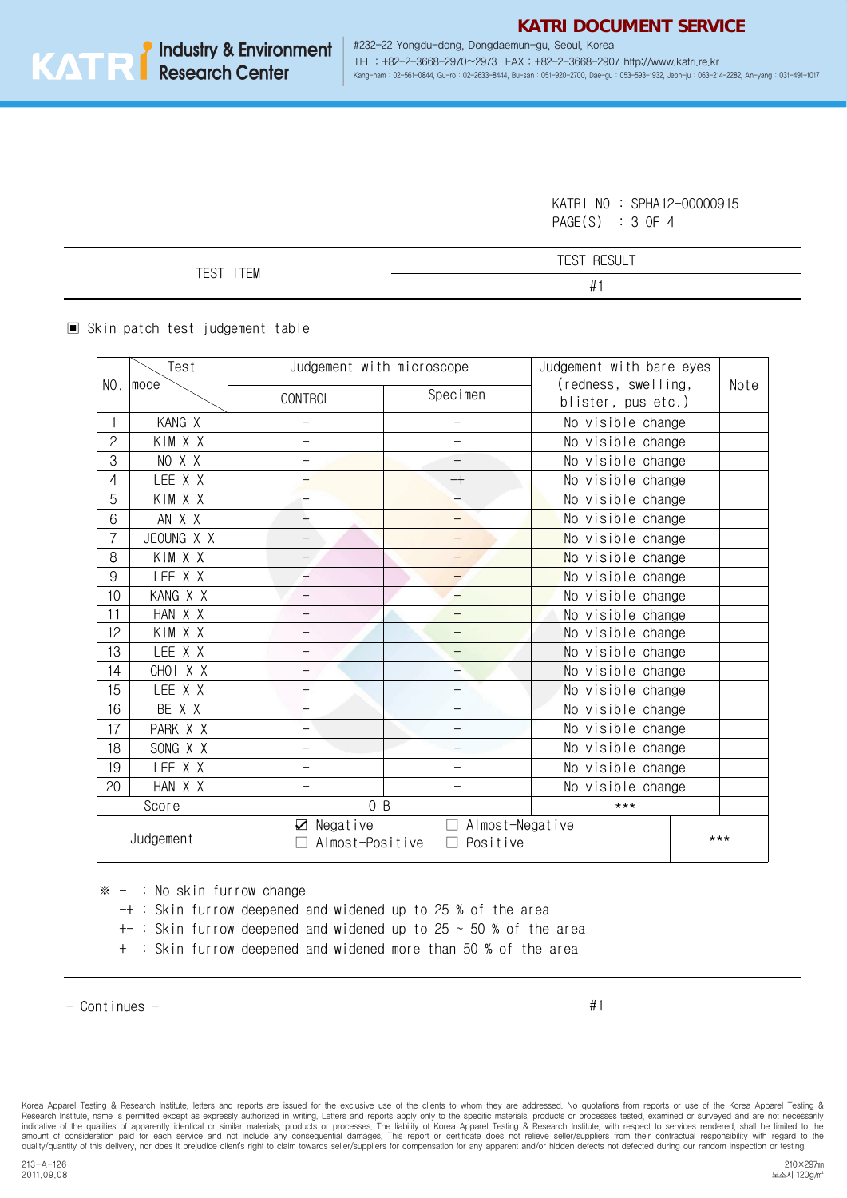KATRI NO : SPHA12-00000915

| TEST ITEM | TEST RESULT |
|---|---|
| | #1 |

▣ Skin patch test judgement table

| NO. | Test mode | Judgement with microscope | | Judgement with bare eyes (redness, swelling, blister, pus etc.) | Note |
|---|---|---|---|---|---|
| | | CONTROL | Specimen | | |
| 1 | KANG X | – | – | No visible change | |
| 2 | KIM X X | – | – | No visible change | |
| 3 | NO X X | – | – | No visible change | |
| 4 | LEE X X | – | –+ | No visible change | |
| 5 | KIM X X | – | – | No visible change | |
| 6 | AN X X | – | – | No visible change | |
| 7 | JEOUNG X X | – | – | No visible change | |
| 8 | KIM X X | – | – | No visible change | |
| 9 | LEE X X | – | – | No visible change | |
| 10 | KANG X X | – | – | No visible change | |
| 11 | HAN X X | – | – | No visible change | |
| 12 | KIM X X | – | – | No visible change | |
| 13 | LEE X X | – | – | No visible change | |
| 14 | CHOI X X | – | – | No visible change | |
| 15 | LEE X X | – | – | No visible change | |
| 16 | BE X X | – | – | No visible change | |
| 17 | PARK X X | – | – | No visible change | |
| 18 | SONG X X | – | – | No visible change | |
| 19 | LEE X X | – | – | No visible change | |
| 20 | HAN X X | – | – | No visible change | |
| Score | | 0 B | | *** | |
| Judgement | | ☑ Negative ☐ Almost-Negative ☐ Almost-Positive ☐ Positive | | | *** |

※ – : No skin furrow change
–+ : Skin furrow deepened and widened up to 25 % of the area
+– : Skin furrow deepened and widened up to 25 ~ 50 % of the area
\+ : Skin furrow deepened and widened more than 50 % of the area

- Continues -

#1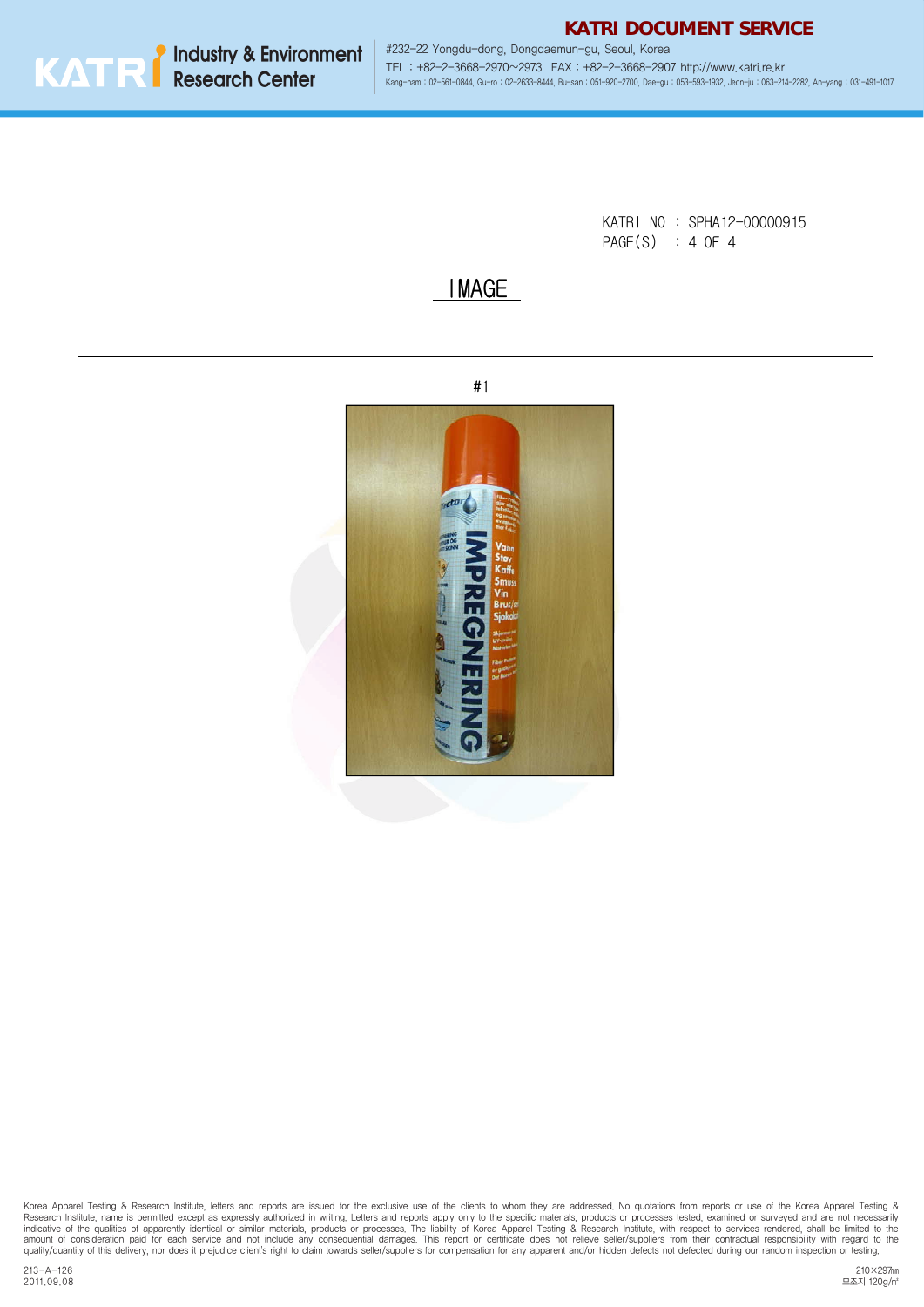KATRI NO : SPHA12-00000915

# IMAGE

#1

Korea Apparel Testing & Research Institute, letters and reports are issued for the exclusive use of the clients to whom they are addressed. No quotations from reports or use of the Korea Apparel Testing & Research Institute, name is permitted except as expressly authorized in writing. Letters and reports apply only to the specific materials, products or processes tested, examined or surveyed and are not necessarily indicative of the qualities of apparently identical or similar materials, products or processes. The liability of Korea Apparel Testing & Research Institute, with respect to services rendered, shall be limited to the amount of consideration paid for each service and not include any consequential damages. This report or certificate does not relieve seller/suppliers from their contractual responsibility with regard to the quality/quantity of this delivery, nor does it prejudice client's right to claim towards seller/suppliers for compensation for any apparent and/or hidden defects not detected during our random inspection or testing.

213-A-126
2011.09.08

210×297㎜
모조지 120g/㎡